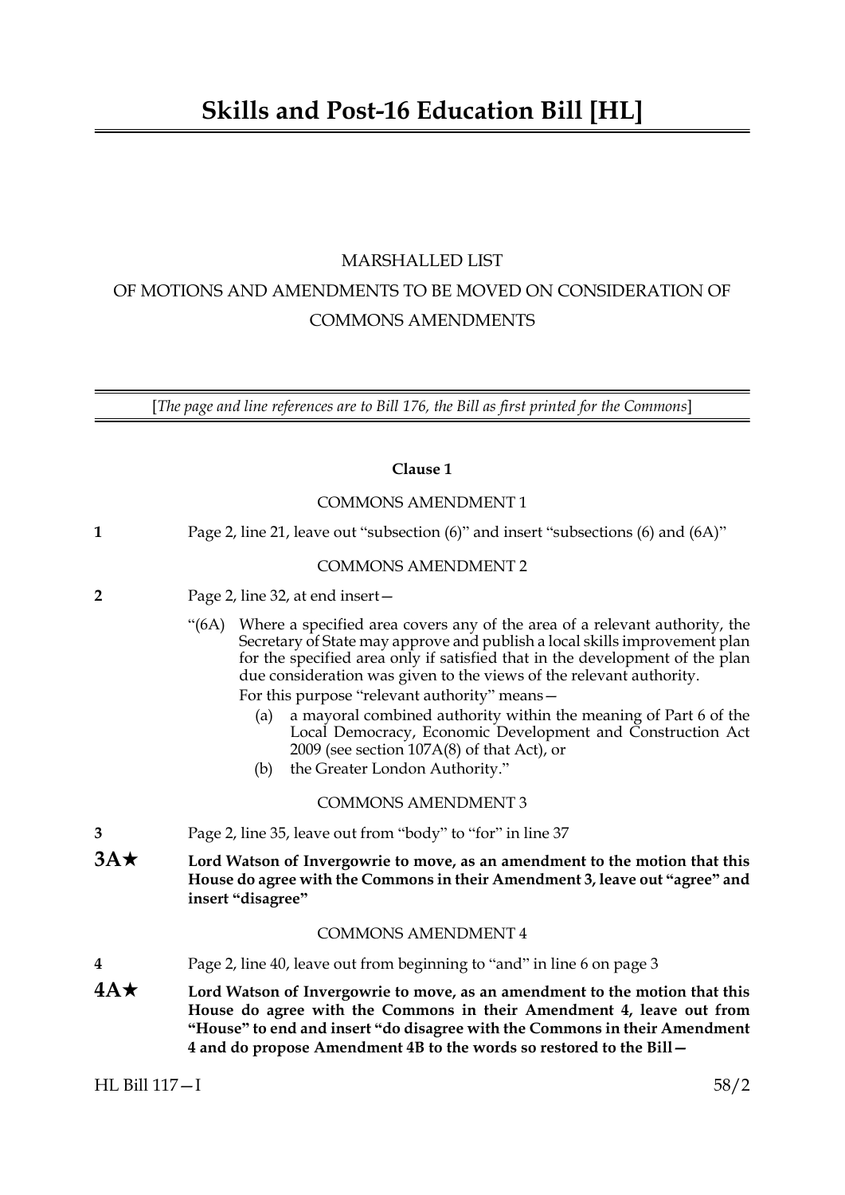# Skills and Post-16 Education Bill [HL]

MARSHALLED LIST

OF MOTIONS AND AMENDMENTS TO BE MOVED ON CONSIDERATION OF COMMONS AMENDMENTS

[*The page and line references are to Bill 176, the Bill as first printed for the Commons*]

**Clause 1**

COMMONS AMENDMENT 1

**1** Page 2, line 21, leave out "subsection (6)" and insert "subsections (6) and (6A)"

COMMONS AMENDMENT 2

**2** Page 2, line 32, at end insert—

"(6A) Where a specified area covers any of the area of a relevant authority, the Secretary of State may approve and publish a local skills improvement plan for the specified area only if satisfied that in the development of the plan due consideration was given to the views of the relevant authority.

For this purpose "relevant authority" means—

(a) a mayoral combined authority within the meaning of Part 6 of the Local Democracy, Economic Development and Construction Act 2009 (see section 107A(8) of that Act), or

(b) the Greater London Authority."

COMMONS AMENDMENT 3

**3** Page 2, line 35, leave out from "body" to "for" in line 37

**3A★** **Lord Watson of Invergowrie to move, as an amendment to the motion that this House do agree with the Commons in their Amendment 3, leave out "agree" and insert "disagree"**

COMMONS AMENDMENT 4

**4** Page 2, line 40, leave out from beginning to "and" in line 6 on page 3

**4A★** **Lord Watson of Invergowrie to move, as an amendment to the motion that this House do agree with the Commons in their Amendment 4, leave out from "House" to end and insert "do disagree with the Commons in their Amendment 4 and do propose Amendment 4B to the words so restored to the Bill—**

HL Bill 117—I 58/2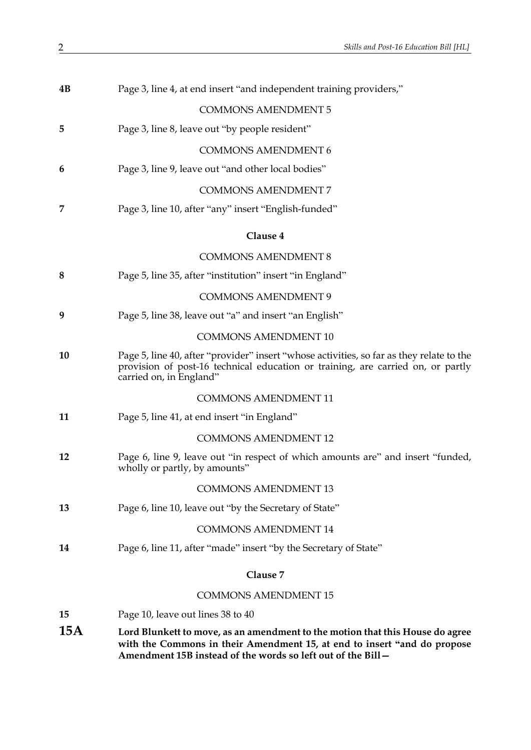**4B** Page 3, line 4, at end insert "and independent training providers,"

COMMONS AMENDMENT 5

**5** Page 3, line 8, leave out "by people resident"

COMMONS AMENDMENT 6

**6** Page 3, line 9, leave out "and other local bodies"

COMMONS AMENDMENT 7

**7** Page 3, line 10, after "any" insert "English-funded"

### Clause 4

COMMONS AMENDMENT 8

**8** Page 5, line 35, after "institution" insert "in England"

COMMONS AMENDMENT 9

**9** Page 5, line 38, leave out "a" and insert "an English"

COMMONS AMENDMENT 10

**10** Page 5, line 40, after "provider" insert "whose activities, so far as they relate to the provision of post-16 technical education or training, are carried on, or partly carried on, in England"

COMMONS AMENDMENT 11

**11** Page 5, line 41, at end insert "in England"

COMMONS AMENDMENT 12

**12** Page 6, line 9, leave out "in respect of which amounts are" and insert "funded, wholly or partly, by amounts"

COMMONS AMENDMENT 13

**13** Page 6, line 10, leave out "by the Secretary of State"

COMMONS AMENDMENT 14

**14** Page 6, line 11, after "made" insert "by the Secretary of State"

### Clause 7

COMMONS AMENDMENT 15

**15** Page 10, leave out lines 38 to 40

**15A** **Lord Blunkett to move, as an amendment to the motion that this House do agree with the Commons in their Amendment 15, at end to insert "and do propose Amendment 15B instead of the words so left out of the Bill—**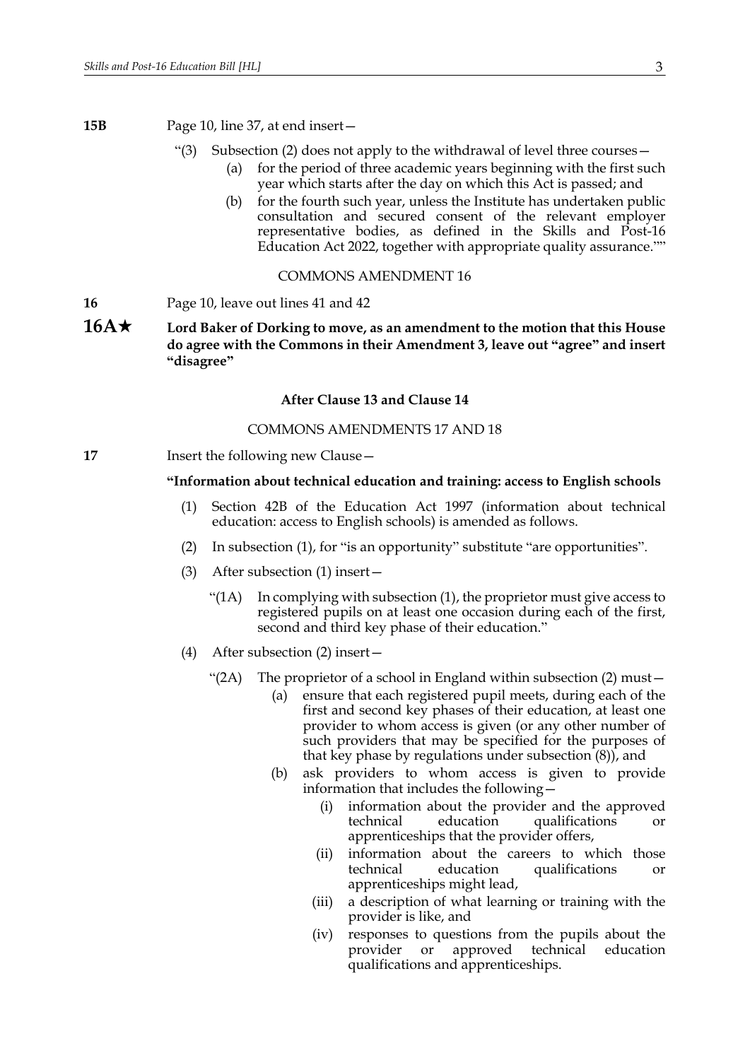**15B** Page 10, line 37, at end insert—

"(3) Subsection (2) does not apply to the withdrawal of level three courses—

(a) for the period of three academic years beginning with the first such year which starts after the day on which this Act is passed; and

(b) for the fourth such year, unless the Institute has undertaken public consultation and secured consent of the relevant employer representative bodies, as defined in the Skills and Post-16 Education Act 2022, together with appropriate quality assurance.""

COMMONS AMENDMENT 16

**16** Page 10, leave out lines 41 and 42

**16A★ Lord Baker of Dorking to move, as an amendment to the motion that this House do agree with the Commons in their Amendment 3, leave out "agree" and insert "disagree"**

**After Clause 13 and Clause 14**

COMMONS AMENDMENTS 17 AND 18

**17** Insert the following new Clause—

**"Information about technical education and training: access to English schools**

(1) Section 42B of the Education Act 1997 (information about technical education: access to English schools) is amended as follows.

(2) In subsection (1), for "is an opportunity" substitute "are opportunities".

(3) After subsection (1) insert—

"(1A) In complying with subsection (1), the proprietor must give access to registered pupils on at least one occasion during each of the first, second and third key phase of their education."

(4) After subsection (2) insert—

"(2A) The proprietor of a school in England within subsection (2) must—

(a) ensure that each registered pupil meets, during each of the first and second key phases of their education, at least one provider to whom access is given (or any other number of such providers that may be specified for the purposes of that key phase by regulations under subsection (8)), and

(b) ask providers to whom access is given to provide information that includes the following—

(i) information about the provider and the approved technical education qualifications or apprenticeships that the provider offers,

(ii) information about the careers to which those technical education qualifications or apprenticeships might lead,

(iii) a description of what learning or training with the provider is like, and

(iv) responses to questions from the pupils about the provider or approved technical education qualifications and apprenticeships.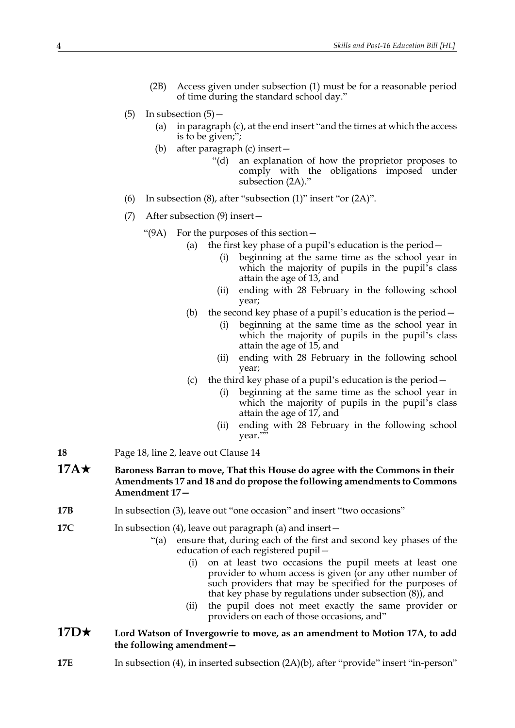(2B) Access given under subsection (1) must be for a reasonable period of time during the standard school day."

(5) In subsection (5)—

(a) in paragraph (c), at the end insert "and the times at which the access is to be given;";

(b) after paragraph (c) insert—

"(d) an explanation of how the proprietor proposes to comply with the obligations imposed under subsection (2A)."

(6) In subsection (8), after "subsection (1)" insert "or (2A)".

(7) After subsection (9) insert—

"(9A) For the purposes of this section—

(a) the first key phase of a pupil's education is the period—

(i) beginning at the same time as the school year in which the majority of pupils in the pupil's class attain the age of 13, and

(ii) ending with 28 February in the following school year;

(b) the second key phase of a pupil's education is the period—

(i) beginning at the same time as the school year in which the majority of pupils in the pupil's class attain the age of 15, and

(ii) ending with 28 February in the following school year;

(c) the third key phase of a pupil's education is the period—

(i) beginning at the same time as the school year in which the majority of pupils in the pupil's class attain the age of 17, and

(ii) ending with 28 February in the following school year.""

**18** Page 18, line 2, leave out Clause 14

**17A★** **Baroness Barran to move, That this House do agree with the Commons in their Amendments 17 and 18 and do propose the following amendments to Commons Amendment 17—**

**17B** In subsection (3), leave out "one occasion" and insert "two occasions"

**17C** In subsection (4), leave out paragraph (a) and insert—

"(a) ensure that, during each of the first and second key phases of the education of each registered pupil—

(i) on at least two occasions the pupil meets at least one provider to whom access is given (or any other number of such providers that may be specified for the purposes of that key phase by regulations under subsection (8)), and

(ii) the pupil does not meet exactly the same provider or providers on each of those occasions, and"

**17D★** **Lord Watson of Invergowrie to move, as an amendment to Motion 17A, to add the following amendment—**

**17E** In subsection (4), in inserted subsection (2A)(b), after "provide" insert "in-person"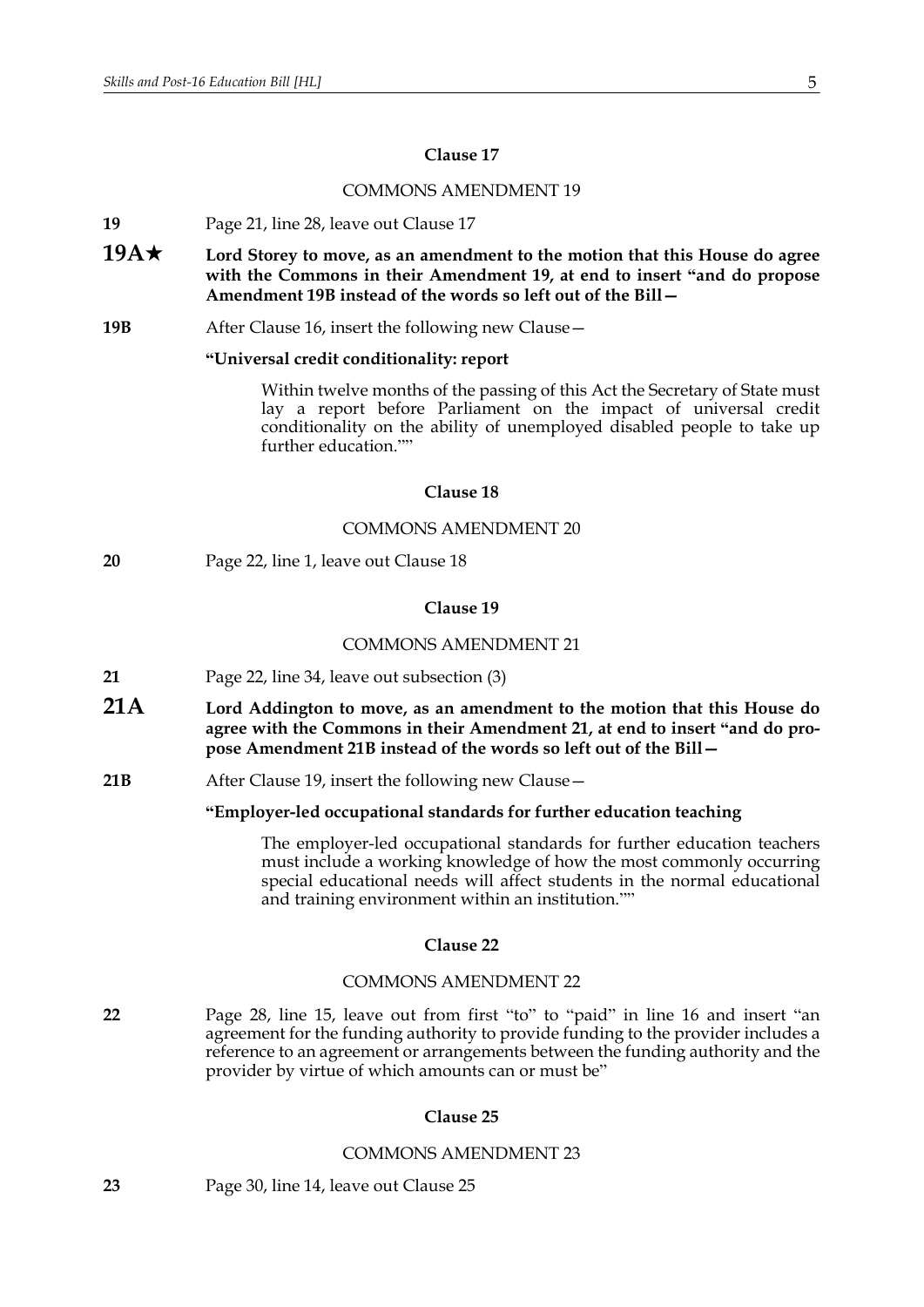**Clause 17**

COMMONS AMENDMENT 19

**19** Page 21, line 28, leave out Clause 17

**19A★** **Lord Storey to move, as an amendment to the motion that this House do agree with the Commons in their Amendment 19, at end to insert "and do propose Amendment 19B instead of the words so left out of the Bill—**

**19B** After Clause 16, insert the following new Clause—

**"Universal credit conditionality: report**

Within twelve months of the passing of this Act the Secretary of State must lay a report before Parliament on the impact of universal credit conditionality on the ability of unemployed disabled people to take up further education.""

**Clause 18**

COMMONS AMENDMENT 20

**20** Page 22, line 1, leave out Clause 18

**Clause 19**

COMMONS AMENDMENT 21

**21** Page 22, line 34, leave out subsection (3)

**21A** **Lord Addington to move, as an amendment to the motion that this House do agree with the Commons in their Amendment 21, at end to insert "and do propose Amendment 21B instead of the words so left out of the Bill—**

**21B** After Clause 19, insert the following new Clause—

**"Employer-led occupational standards for further education teaching**

The employer-led occupational standards for further education teachers must include a working knowledge of how the most commonly occurring special educational needs will affect students in the normal educational and training environment within an institution.""

**Clause 22**

COMMONS AMENDMENT 22

**22** Page 28, line 15, leave out from first "to" to "paid" in line 16 and insert "an agreement for the funding authority to provide funding to the provider includes a reference to an agreement or arrangements between the funding authority and the provider by virtue of which amounts can or must be"

**Clause 25**

COMMONS AMENDMENT 23

**23** Page 30, line 14, leave out Clause 25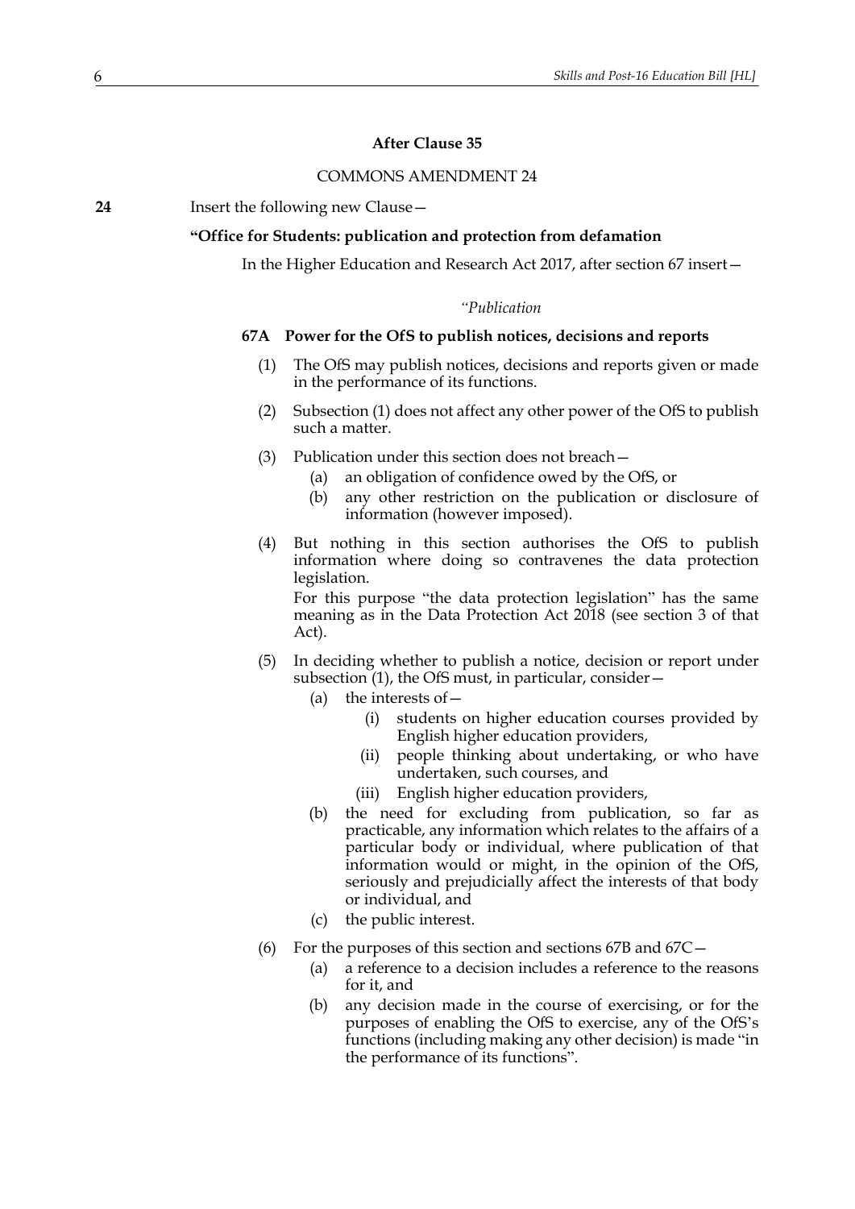**After Clause 35**

COMMONS AMENDMENT 24

**24** Insert the following new Clause—

**"Office for Students: publication and protection from defamation**

In the Higher Education and Research Act 2017, after section 67 insert—

*"Publication*

**67A Power for the OfS to publish notices, decisions and reports**

(1) The OfS may publish notices, decisions and reports given or made in the performance of its functions.

(2) Subsection (1) does not affect any other power of the OfS to publish such a matter.

(3) Publication under this section does not breach—

(a) an obligation of confidence owed by the OfS, or

(b) any other restriction on the publication or disclosure of information (however imposed).

(4) But nothing in this section authorises the OfS to publish information where doing so contravenes the data protection legislation.

For this purpose "the data protection legislation" has the same meaning as in the Data Protection Act 2018 (see section 3 of that Act).

(5) In deciding whether to publish a notice, decision or report under subsection (1), the OfS must, in particular, consider—

(a) the interests of—

(i) students on higher education courses provided by English higher education providers,

(ii) people thinking about undertaking, or who have undertaken, such courses, and

(iii) English higher education providers,

(b) the need for excluding from publication, so far as practicable, any information which relates to the affairs of a particular body or individual, where publication of that information would or might, in the opinion of the OfS, seriously and prejudicially affect the interests of that body or individual, and

(c) the public interest.

(6) For the purposes of this section and sections 67B and 67C—

(a) a reference to a decision includes a reference to the reasons for it, and

(b) any decision made in the course of exercising, or for the purposes of enabling the OfS to exercise, any of the OfS's functions (including making any other decision) is made "in the performance of its functions".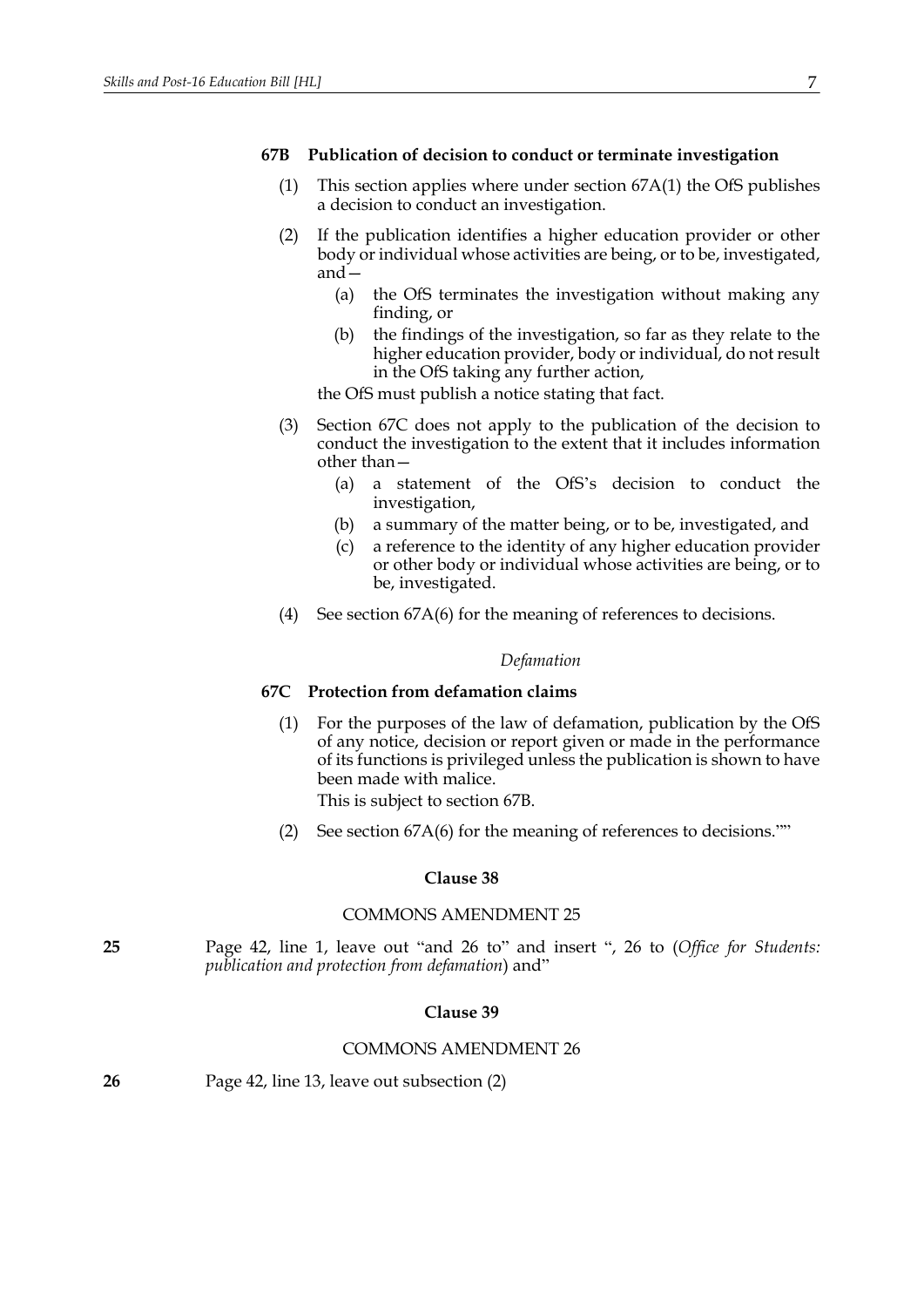### 67B Publication of decision to conduct or terminate investigation

(1) This section applies where under section 67A(1) the OfS publishes a decision to conduct an investigation.

(2) If the publication identifies a higher education provider or other body or individual whose activities are being, or to be, investigated, and—

(a) the OfS terminates the investigation without making any finding, or

(b) the findings of the investigation, so far as they relate to the higher education provider, body or individual, do not result in the OfS taking any further action,

the OfS must publish a notice stating that fact.

(3) Section 67C does not apply to the publication of the decision to conduct the investigation to the extent that it includes information other than—

(a) a statement of the OfS's decision to conduct the investigation,

(b) a summary of the matter being, or to be, investigated, and

(c) a reference to the identity of any higher education provider or other body or individual whose activities are being, or to be, investigated.

(4) See section 67A(6) for the meaning of references to decisions.

*Defamation*

### 67C Protection from defamation claims

(1) For the purposes of the law of defamation, publication by the OfS of any notice, decision or report given or made in the performance of its functions is privileged unless the publication is shown to have been made with malice.

This is subject to section 67B.

(2) See section 67A(6) for the meaning of references to decisions.""

**Clause 38**

COMMONS AMENDMENT 25

**25** Page 42, line 1, leave out "and 26 to" and insert ", 26 to (*Office for Students: publication and protection from defamation*) and"

**Clause 39**

COMMONS AMENDMENT 26

**26** Page 42, line 13, leave out subsection (2)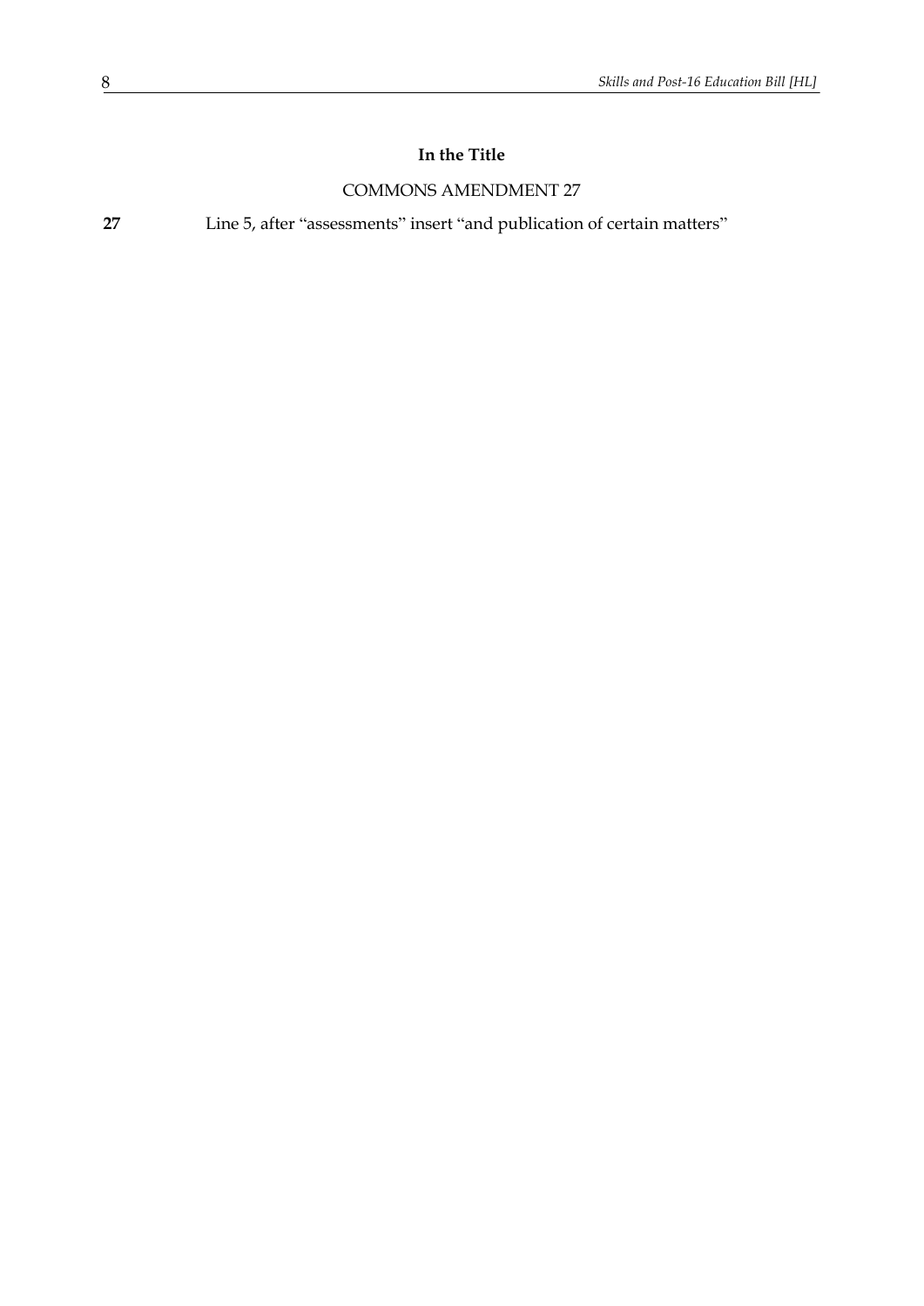**In the Title**

COMMONS AMENDMENT 27

**27** Line 5, after "assessments" insert "and publication of certain matters"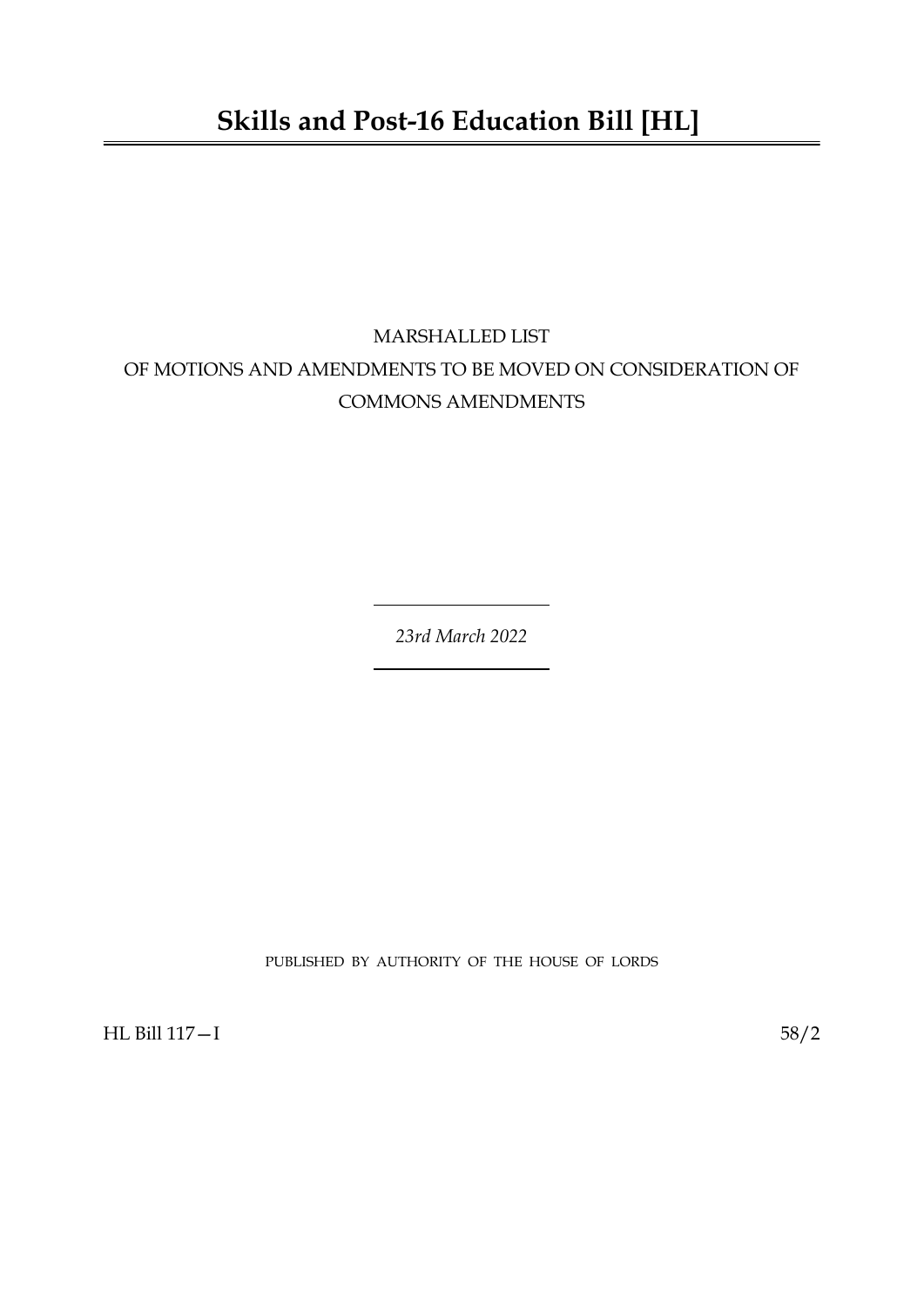# Skills and Post-16 Education Bill [HL]

MARSHALLED LIST
OF MOTIONS AND AMENDMENTS TO BE MOVED ON CONSIDERATION OF COMMONS AMENDMENTS

*23rd March 2022*

PUBLISHED BY AUTHORITY OF THE HOUSE OF LORDS

HL Bill 117—I

58/2